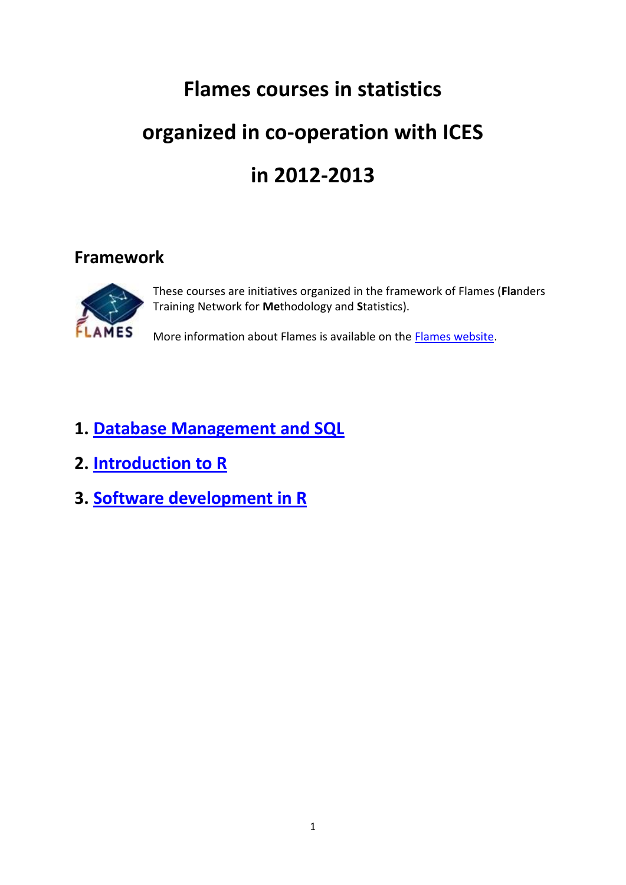# Flames courses in statistics

# organized in co-operation with ICES

# in 2012-2013

## Framework

These courses are initiatives organized in the framework of Flames (**Fla**nders Training Network for **Me**thodology and **S**tatistics).

More information about Flames is available on the Flames website.

1. **Database Management and SQL**
2. **Introduction to R**
3. **Software development in R**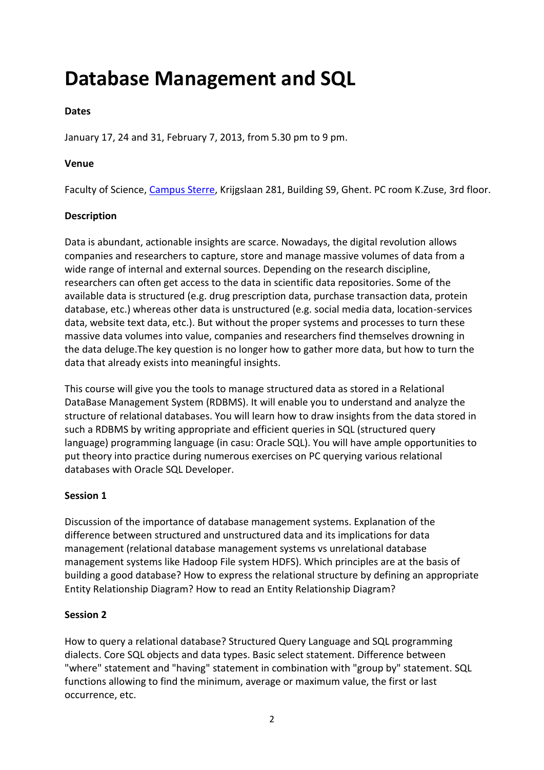# Database Management and SQL

**Dates**

January 17, 24 and 31, February 7, 2013, from 5.30 pm to 9 pm.

**Venue**

Faculty of Science, Campus Sterre, Krijgslaan 281, Building S9, Ghent. PC room K.Zuse, 3rd floor.

**Description**

Data is abundant, actionable insights are scarce. Nowadays, the digital revolution allows companies and researchers to capture, store and manage massive volumes of data from a wide range of internal and external sources. Depending on the research discipline, researchers can often get access to the data in scientific data repositories. Some of the available data is structured (e.g. drug prescription data, purchase transaction data, protein database, etc.) whereas other data is unstructured (e.g. social media data, location-services data, website text data, etc.). But without the proper systems and processes to turn these massive data volumes into value, companies and researchers find themselves drowning in the data deluge.The key question is no longer how to gather more data, but how to turn the data that already exists into meaningful insights.

This course will give you the tools to manage structured data as stored in a Relational DataBase Management System (RDBMS). It will enable you to understand and analyze the structure of relational databases. You will learn how to draw insights from the data stored in such a RDBMS by writing appropriate and efficient queries in SQL (structured query language) programming language (in casu: Oracle SQL). You will have ample opportunities to put theory into practice during numerous exercises on PC querying various relational databases with Oracle SQL Developer.

**Session 1**

Discussion of the importance of database management systems. Explanation of the difference between structured and unstructured data and its implications for data management (relational database management systems vs unrelational database management systems like Hadoop File system HDFS). Which principles are at the basis of building a good database? How to express the relational structure by defining an appropriate Entity Relationship Diagram? How to read an Entity Relationship Diagram?

**Session 2**

How to query a relational database? Structured Query Language and SQL programming dialects. Core SQL objects and data types. Basic select statement. Difference between "where" statement and "having" statement in combination with "group by" statement. SQL functions allowing to find the minimum, average or maximum value, the first or last occurrence, etc.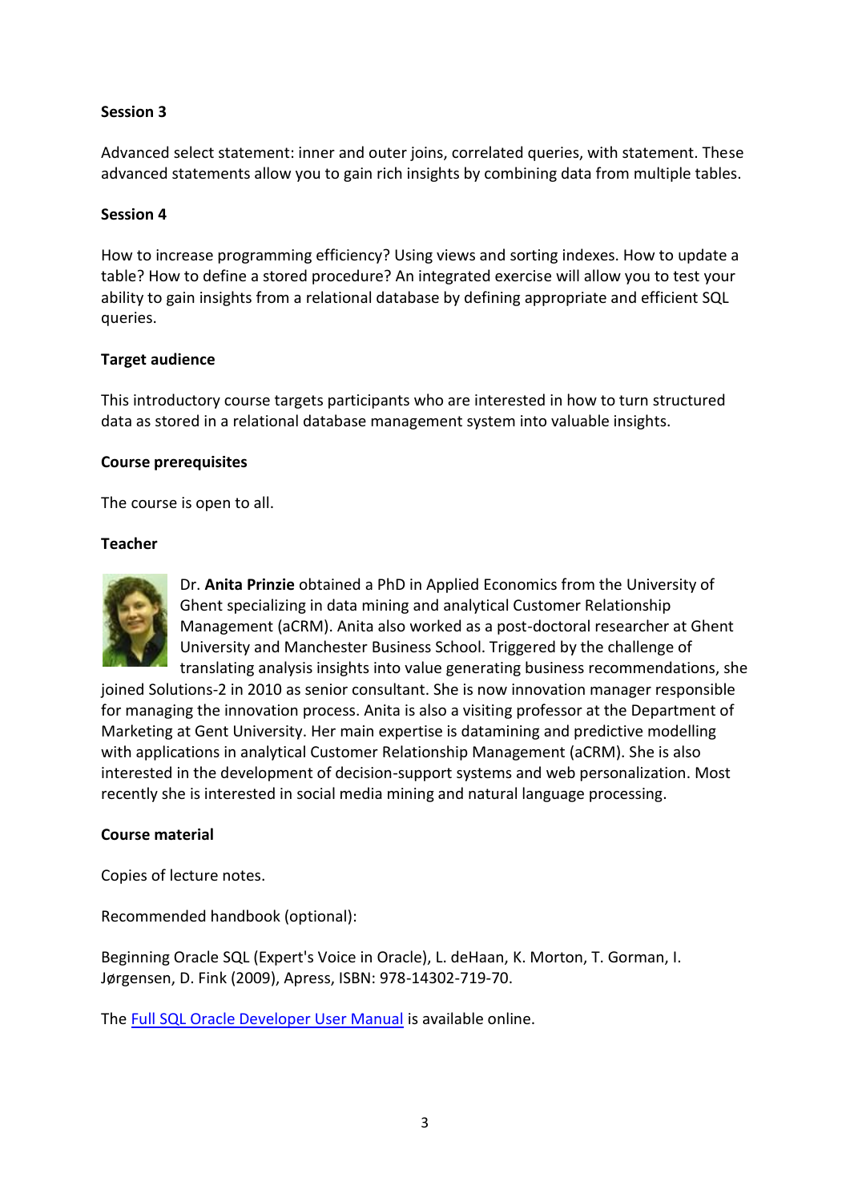**Session 3**

Advanced select statement: inner and outer joins, correlated queries, with statement. These advanced statements allow you to gain rich insights by combining data from multiple tables.

**Session 4**

How to increase programming efficiency? Using views and sorting indexes. How to update a table? How to define a stored procedure? An integrated exercise will allow you to test your ability to gain insights from a relational database by defining appropriate and efficient SQL queries.

**Target audience**

This introductory course targets participants who are interested in how to turn structured data as stored in a relational database management system into valuable insights.

**Course prerequisites**

The course is open to all.

**Teacher**

Dr. **Anita Prinzie** obtained a PhD in Applied Economics from the University of Ghent specializing in data mining and analytical Customer Relationship Management (aCRM). Anita also worked as a post-doctoral researcher at Ghent University and Manchester Business School. Triggered by the challenge of translating analysis insights into value generating business recommendations, she joined Solutions-2 in 2010 as senior consultant. She is now innovation manager responsible for managing the innovation process. Anita is also a visiting professor at the Department of Marketing at Gent University. Her main expertise is datamining and predictive modelling with applications in analytical Customer Relationship Management (aCRM). She is also interested in the development of decision-support systems and web personalization. Most recently she is interested in social media mining and natural language processing.

**Course material**

Copies of lecture notes.

Recommended handbook (optional):

Beginning Oracle SQL (Expert's Voice in Oracle), L. deHaan, K. Morton, T. Gorman, I. Jørgensen, D. Fink (2009), Apress, ISBN: 978-14302-719-70.

The Full SQL Oracle Developer User Manual is available online.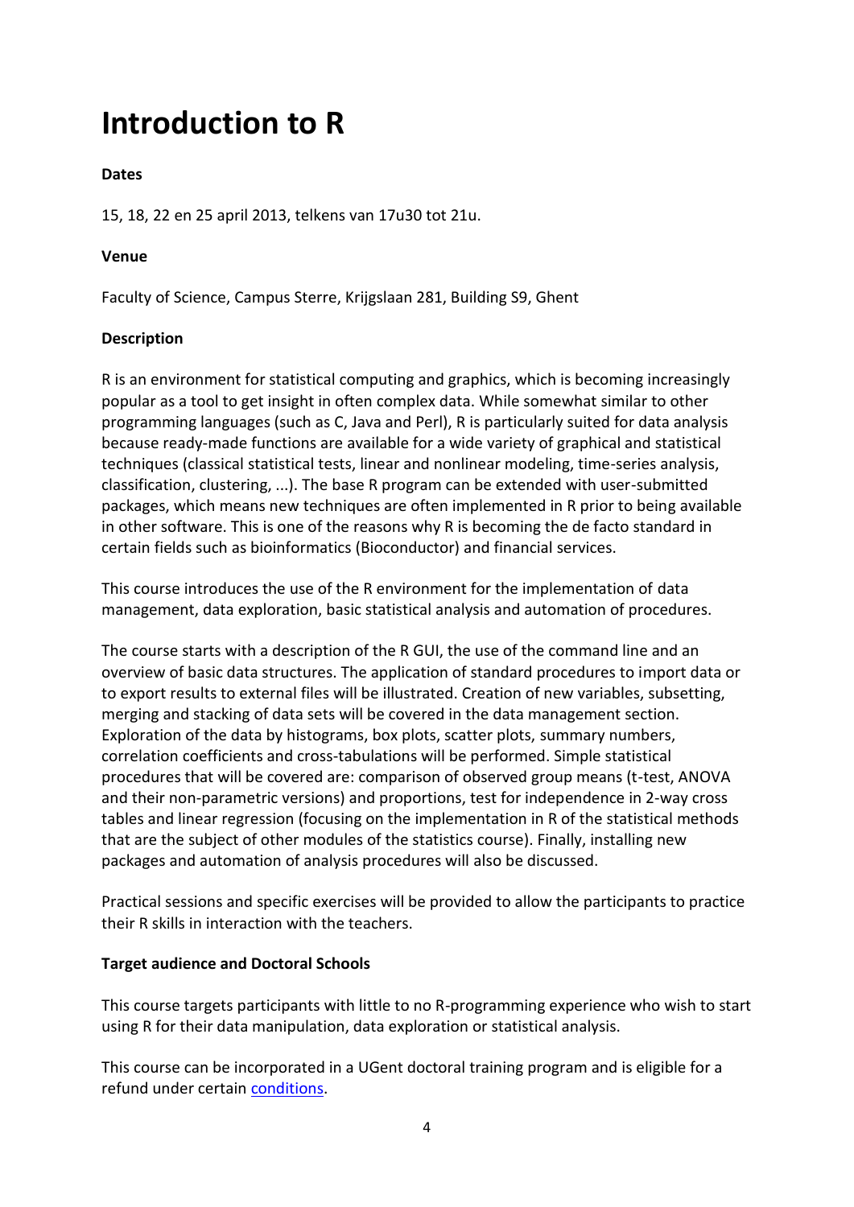# Introduction to R

**Dates**

15, 18, 22 en 25 april 2013, telkens van 17u30 tot 21u.

**Venue**

Faculty of Science, Campus Sterre, Krijgslaan 281, Building S9, Ghent

**Description**

R is an environment for statistical computing and graphics, which is becoming increasingly popular as a tool to get insight in often complex data. While somewhat similar to other programming languages (such as C, Java and Perl), R is particularly suited for data analysis because ready-made functions are available for a wide variety of graphical and statistical techniques (classical statistical tests, linear and nonlinear modeling, time-series analysis, classification, clustering, ...). The base R program can be extended with user-submitted packages, which means new techniques are often implemented in R prior to being available in other software. This is one of the reasons why R is becoming the de facto standard in certain fields such as bioinformatics (Bioconductor) and financial services.

This course introduces the use of the R environment for the implementation of data management, data exploration, basic statistical analysis and automation of procedures.

The course starts with a description of the R GUI, the use of the command line and an overview of basic data structures. The application of standard procedures to import data or to export results to external files will be illustrated. Creation of new variables, subsetting, merging and stacking of data sets will be covered in the data management section. Exploration of the data by histograms, box plots, scatter plots, summary numbers, correlation coefficients and cross-tabulations will be performed. Simple statistical procedures that will be covered are: comparison of observed group means (t-test, ANOVA and their non-parametric versions) and proportions, test for independence in 2-way cross tables and linear regression (focusing on the implementation in R of the statistical methods that are the subject of other modules of the statistics course). Finally, installing new packages and automation of analysis procedures will also be discussed.

Practical sessions and specific exercises will be provided to allow the participants to practice their R skills in interaction with the teachers.

**Target audience and Doctoral Schools**

This course targets participants with little to no R-programming experience who wish to start using R for their data manipulation, data exploration or statistical analysis.

This course can be incorporated in a UGent doctoral training program and is eligible for a refund under certain conditions.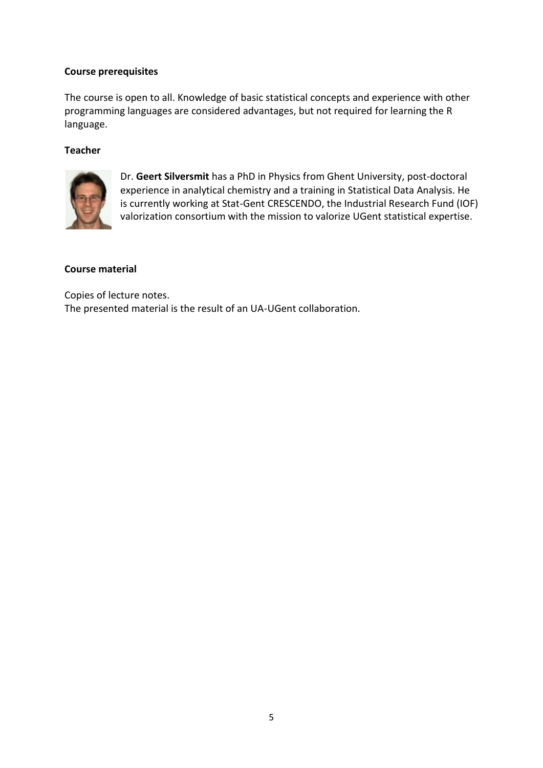**Course prerequisites**

The course is open to all. Knowledge of basic statistical concepts and experience with other programming languages are considered advantages, but not required for learning the R language.

**Teacher**

Dr. **Geert Silversmit** has a PhD in Physics from Ghent University, post-doctoral experience in analytical chemistry and a training in Statistical Data Analysis. He is currently working at Stat-Gent CRESCENDO, the Industrial Research Fund (IOF) valorization consortium with the mission to valorize UGent statistical expertise.

**Course material**

Copies of lecture notes.
The presented material is the result of an UA-UGent collaboration.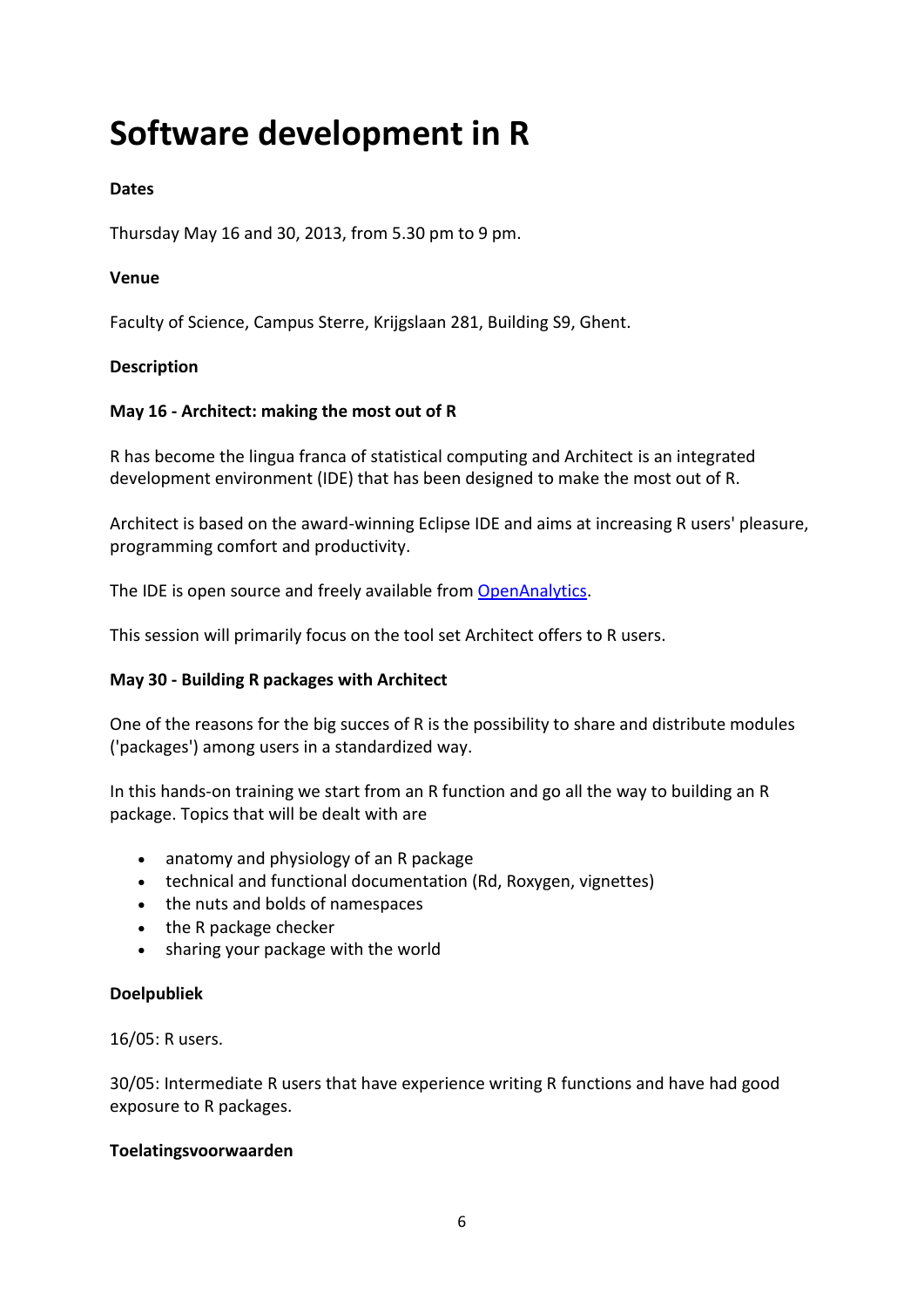# Software development in R

**Dates**

Thursday May 16 and 30, 2013, from 5.30 pm to 9 pm.

**Venue**

Faculty of Science, Campus Sterre, Krijgslaan 281, Building S9, Ghent.

**Description**

**May 16 - Architect: making the most out of R**

R has become the lingua franca of statistical computing and Architect is an integrated development environment (IDE) that has been designed to make the most out of R.

Architect is based on the award-winning Eclipse IDE and aims at increasing R users' pleasure, programming comfort and productivity.

The IDE is open source and freely available from OpenAnalytics.

This session will primarily focus on the tool set Architect offers to R users.

**May 30 - Building R packages with Architect**

One of the reasons for the big succes of R is the possibility to share and distribute modules ('packages') among users in a standardized way.

In this hands-on training we start from an R function and go all the way to building an R package. Topics that will be dealt with are

- anatomy and physiology of an R package
- technical and functional documentation (Rd, Roxygen, vignettes)
- the nuts and bolds of namespaces
- the R package checker
- sharing your package with the world

**Doelpubliek**

16/05: R users.

30/05: Intermediate R users that have experience writing R functions and have had good exposure to R packages.

**Toelatingsvoorwaarden**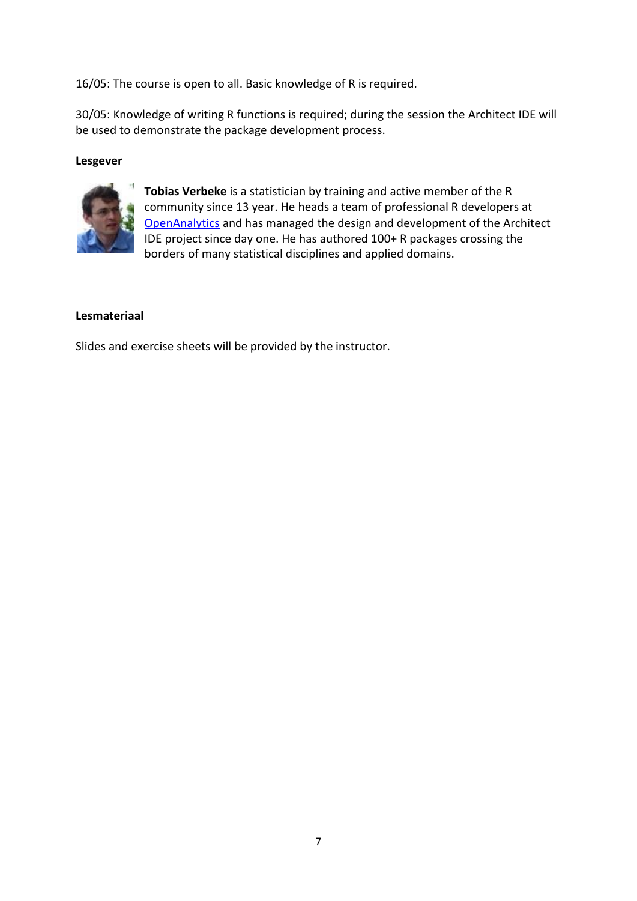16/05: The course is open to all. Basic knowledge of R is required.

30/05: Knowledge of writing R functions is required; during the session the Architect IDE will be used to demonstrate the package development process.

**Lesgever**

**Tobias Verbeke** is a statistician by training and active member of the R community since 13 year. He heads a team of professional R developers at OpenAnalytics and has managed the design and development of the Architect IDE project since day one. He has authored 100+ R packages crossing the borders of many statistical disciplines and applied domains.

**Lesmateriaal**

Slides and exercise sheets will be provided by the instructor.